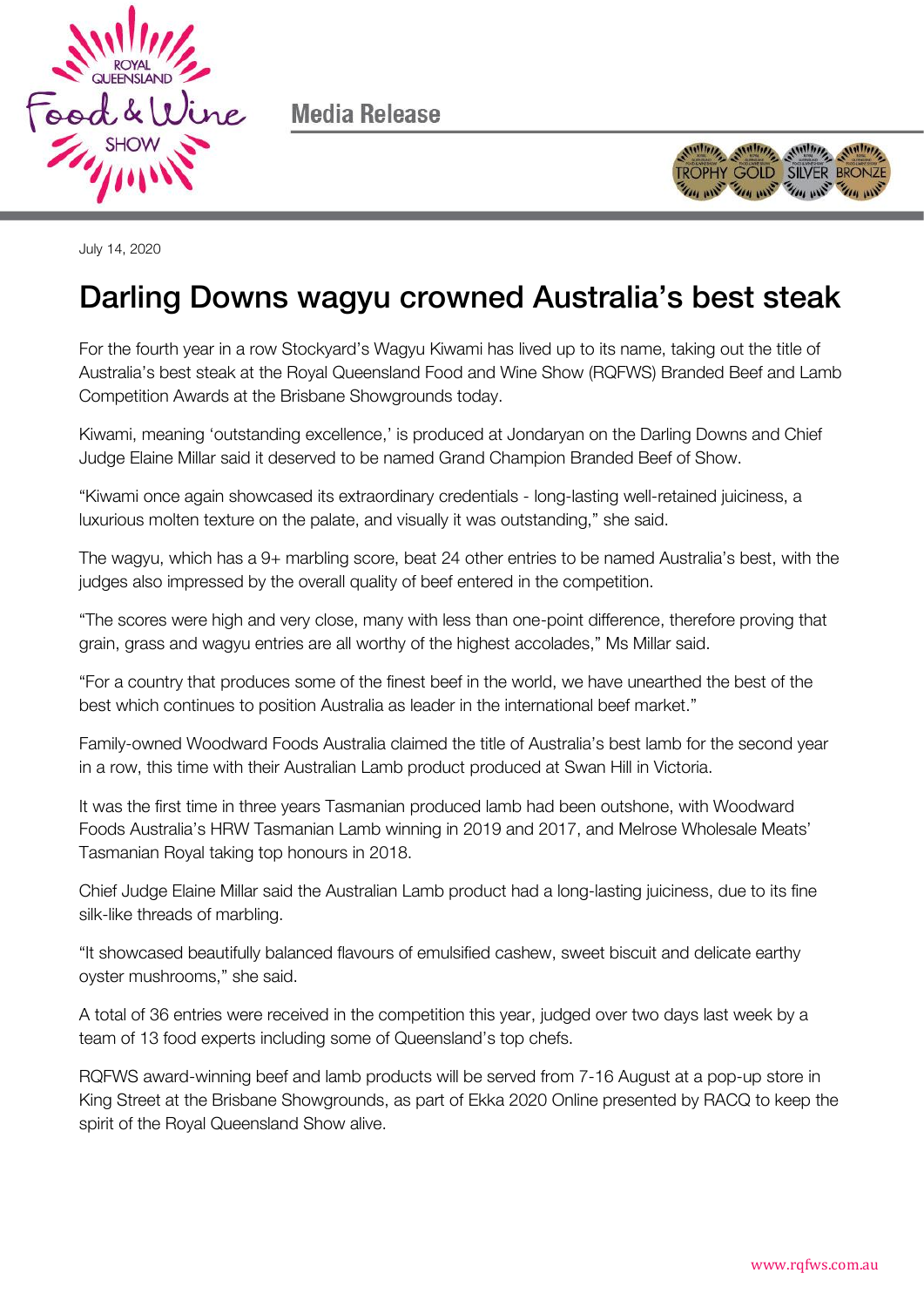Media Release

July 14, 2020

# Darling Downs wagyu crowned Australia's best steak

For the fourth year in a row Stockyard's Wagyu Kiwami has lived up to its name, taking out the title of Australia's best steak at the Royal Queensland Food and Wine Show (RQFWS) Branded Beef and Lamb Competition Awards at the Brisbane Showgrounds today.

Kiwami, meaning 'outstanding excellence,' is produced at Jondaryan on the Darling Downs and Chief Judge Elaine Millar said it deserved to be named Grand Champion Branded Beef of Show.

"Kiwami once again showcased its extraordinary credentials - long-lasting well-retained juiciness, a luxurious molten texture on the palate, and visually it was outstanding," she said.

The wagyu, which has a 9+ marbling score, beat 24 other entries to be named Australia's best, with the judges also impressed by the overall quality of beef entered in the competition.

"The scores were high and very close, many with less than one-point difference, therefore proving that grain, grass and wagyu entries are all worthy of the highest accolades," Ms Millar said.

"For a country that produces some of the finest beef in the world, we have unearthed the best of the best which continues to position Australia as leader in the international beef market."

Family-owned Woodward Foods Australia claimed the title of Australia's best lamb for the second year in a row, this time with their Australian Lamb product produced at Swan Hill in Victoria.

It was the first time in three years Tasmanian produced lamb had been outshone, with Woodward Foods Australia's HRW Tasmanian Lamb winning in 2019 and 2017, and Melrose Wholesale Meats' Tasmanian Royal taking top honours in 2018.

Chief Judge Elaine Millar said the Australian Lamb product had a long-lasting juiciness, due to its fine silk-like threads of marbling.

"It showcased beautifully balanced flavours of emulsified cashew, sweet biscuit and delicate earthy oyster mushrooms," she said.

A total of 36 entries were received in the competition this year, judged over two days last week by a team of 13 food experts including some of Queensland's top chefs.

RQFWS award-winning beef and lamb products will be served from 7-16 August at a pop-up store in King Street at the Brisbane Showgrounds, as part of Ekka 2020 Online presented by RACQ to keep the spirit of the Royal Queensland Show alive.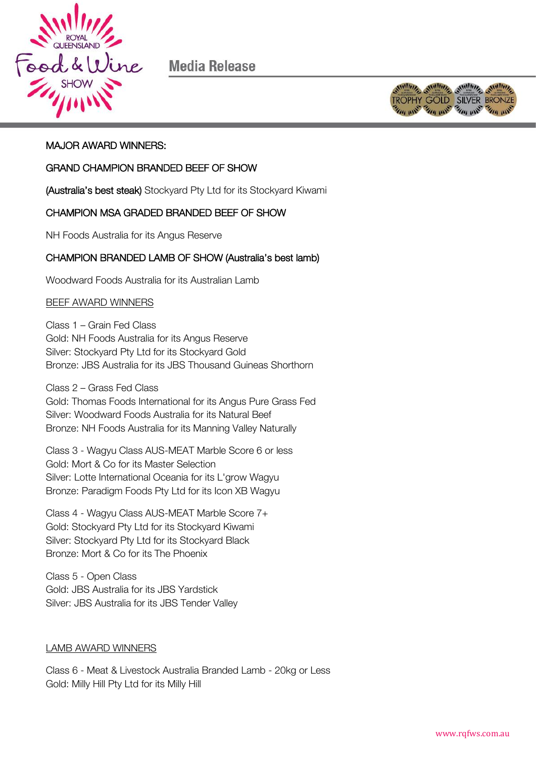Media Release

MAJOR AWARD WINNERS:

GRAND CHAMPION BRANDED BEEF OF SHOW

(Australia's best steak) Stockyard Pty Ltd for its Stockyard Kiwami

CHAMPION MSA GRADED BRANDED BEEF OF SHOW

NH Foods Australia for its Angus Reserve

CHAMPION BRANDED LAMB OF SHOW (Australia's best lamb)

Woodward Foods Australia for its Australian Lamb

BEEF AWARD WINNERS

Class 1 – Grain Fed Class
Gold: NH Foods Australia for its Angus Reserve
Silver: Stockyard Pty Ltd for its Stockyard Gold
Bronze: JBS Australia for its JBS Thousand Guineas Shorthorn

Class 2 – Grass Fed Class
Gold: Thomas Foods International for its Angus Pure Grass Fed
Silver: Woodward Foods Australia for its Natural Beef
Bronze: NH Foods Australia for its Manning Valley Naturally

Class 3 - Wagyu Class AUS-MEAT Marble Score 6 or less
Gold: Mort & Co for its Master Selection
Silver: Lotte International Oceania for its L'grow Wagyu
Bronze: Paradigm Foods Pty Ltd for its Icon XB Wagyu

Class 4 - Wagyu Class AUS-MEAT Marble Score 7+
Gold: Stockyard Pty Ltd for its Stockyard Kiwami
Silver: Stockyard Pty Ltd for its Stockyard Black
Bronze: Mort & Co for its The Phoenix

Class 5 - Open Class
Gold: JBS Australia for its JBS Yardstick
Silver: JBS Australia for its JBS Tender Valley

LAMB AWARD WINNERS

Class 6 - Meat & Livestock Australia Branded Lamb - 20kg or Less
Gold: Milly Hill Pty Ltd for its Milly Hill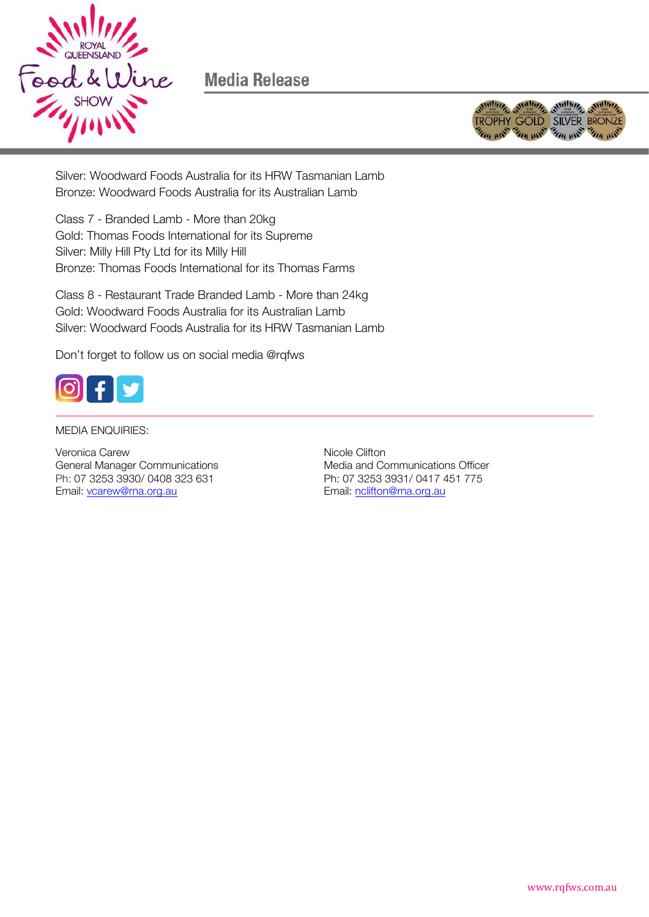Silver: Woodward Foods Australia for its HRW Tasmanian Lamb
Bronze: Woodward Foods Australia for its Australian Lamb

Class 7 - Branded Lamb - More than 20kg
Gold: Thomas Foods International for its Supreme
Silver: Milly Hill Pty Ltd for its Milly Hill
Bronze: Thomas Foods International for its Thomas Farms

Class 8 - Restaurant Trade Branded Lamb - More than 24kg
Gold: Woodward Foods Australia for its Australian Lamb
Silver: Woodward Foods Australia for its HRW Tasmanian Lamb

Don't forget to follow us on social media @rqfws

MEDIA ENQUIRIES:

Veronica Carew
General Manager Communications
Ph: 07 3253 3930/ 0408 323 631
Email: vcarew@rna.org.au

Nicole Clifton
Media and Communications Officer
Ph: 07 3253 3931/ 0417 451 775
Email: nclifton@rna.org.au

www.rqfws.com.au